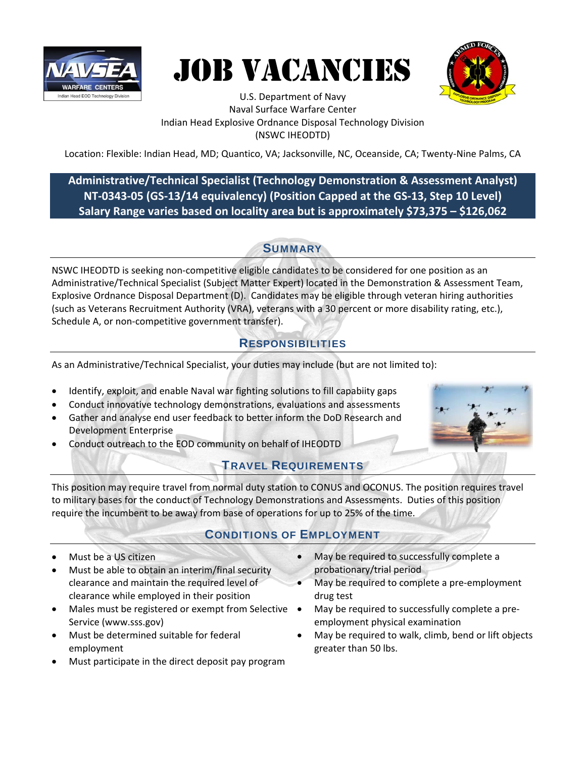# JOB VACANCIES

U.S. Department of Navy
Naval Surface Warfare Center
Indian Head Explosive Ordnance Disposal Technology Division
(NSWC IHEODTD)

Location: Flexible: Indian Head, MD; Quantico, VA; Jacksonville, NC, Oceanside, CA; Twenty-Nine Palms, CA

**Administrative/Technical Specialist (Technology Demonstration & Assessment Analyst)**
**NT-0343-05 (GS-13/14 equivalency) (Position Capped at the GS-13, Step 10 Level)**
**Salary Range varies based on locality area but is approximately $73,375 – $126,062**

## Summary

NSWC IHEODTD is seeking non-competitive eligible candidates to be considered for one position as an Administrative/Technical Specialist (Subject Matter Expert) located in the Demonstration & Assessment Team, Explosive Ordnance Disposal Department (D). Candidates may be eligible through veteran hiring authorities (such as Veterans Recruitment Authority (VRA), veterans with a 30 percent or more disability rating, etc.), Schedule A, or non-competitive government transfer).

## Responsibilities

As an Administrative/Technical Specialist, your duties may include (but are not limited to):

- Identify, exploit, and enable Naval war fighting solutions to fill capabiity gaps
- Conduct innovative technology demonstrations, evaluations and assessments
- Gather and analyse end user feedback to better inform the DoD Research and Development Enterprise
- Conduct outreach to the EOD community on behalf of IHEODTD

## Travel Requirements

This position may require travel from normal duty station to CONUS and OCONUS. The position requires travel to military bases for the conduct of Technology Demonstrations and Assessments. Duties of this position require the incumbent to be away from base of operations for up to 25% of the time.

## Conditions of Employment

- Must be a US citizen
- Must be able to obtain an interim/final security clearance and maintain the required level of clearance while employed in their position
- Males must be registered or exempt from Selective Service (www.sss.gov)
- Must be determined suitable for federal employment
- Must participate in the direct deposit pay program
- May be required to successfully complete a probationary/trial period
- May be required to complete a pre-employment drug test
- May be required to successfully complete a pre-employment physical examination
- May be required to walk, climb, bend or lift objects greater than 50 lbs.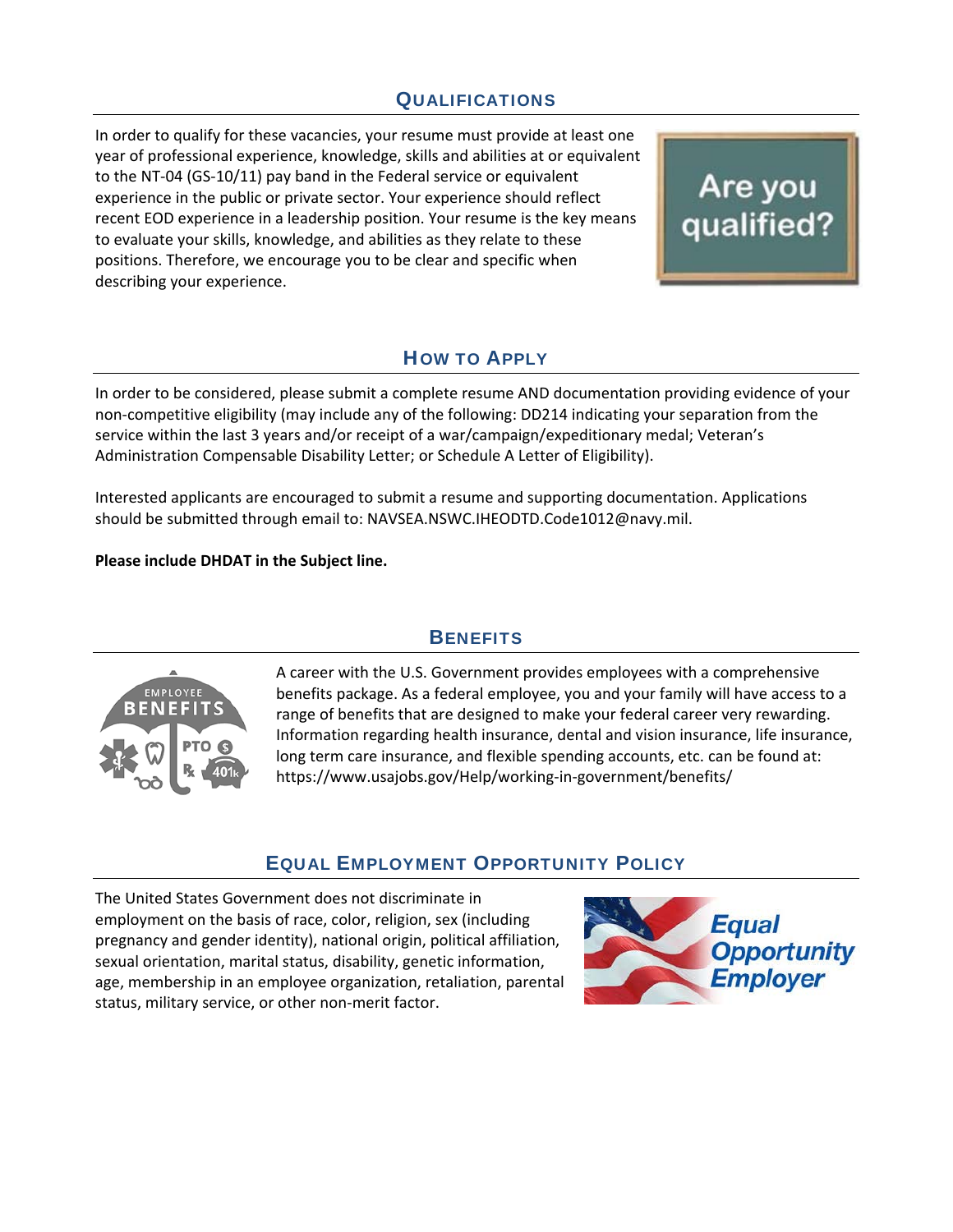## Qualifications

In order to qualify for these vacancies, your resume must provide at least one year of professional experience, knowledge, skills and abilities at or equivalent to the NT-04 (GS-10/11) pay band in the Federal service or equivalent experience in the public or private sector. Your experience should reflect recent EOD experience in a leadership position. Your resume is the key means to evaluate your skills, knowledge, and abilities as they relate to these positions. Therefore, we encourage you to be clear and specific when describing your experience.

## How to Apply

In order to be considered, please submit a complete resume AND documentation providing evidence of your non-competitive eligibility (may include any of the following: DD214 indicating your separation from the service within the last 3 years and/or receipt of a war/campaign/expeditionary medal; Veteran's Administration Compensable Disability Letter; or Schedule A Letter of Eligibility).

Interested applicants are encouraged to submit a resume and supporting documentation. Applications should be submitted through email to: NAVSEA.NSWC.IHEODTD.Code1012@navy.mil.

**Please include DHDAT in the Subject line.**

## Benefits

A career with the U.S. Government provides employees with a comprehensive benefits package. As a federal employee, you and your family will have access to a range of benefits that are designed to make your federal career very rewarding. Information regarding health insurance, dental and vision insurance, life insurance, long term care insurance, and flexible spending accounts, etc. can be found at: https://www.usajobs.gov/Help/working-in-government/benefits/

## Equal Employment Opportunity Policy

The United States Government does not discriminate in employment on the basis of race, color, religion, sex (including pregnancy and gender identity), national origin, political affiliation, sexual orientation, marital status, disability, genetic information, age, membership in an employee organization, retaliation, parental status, military service, or other non-merit factor.